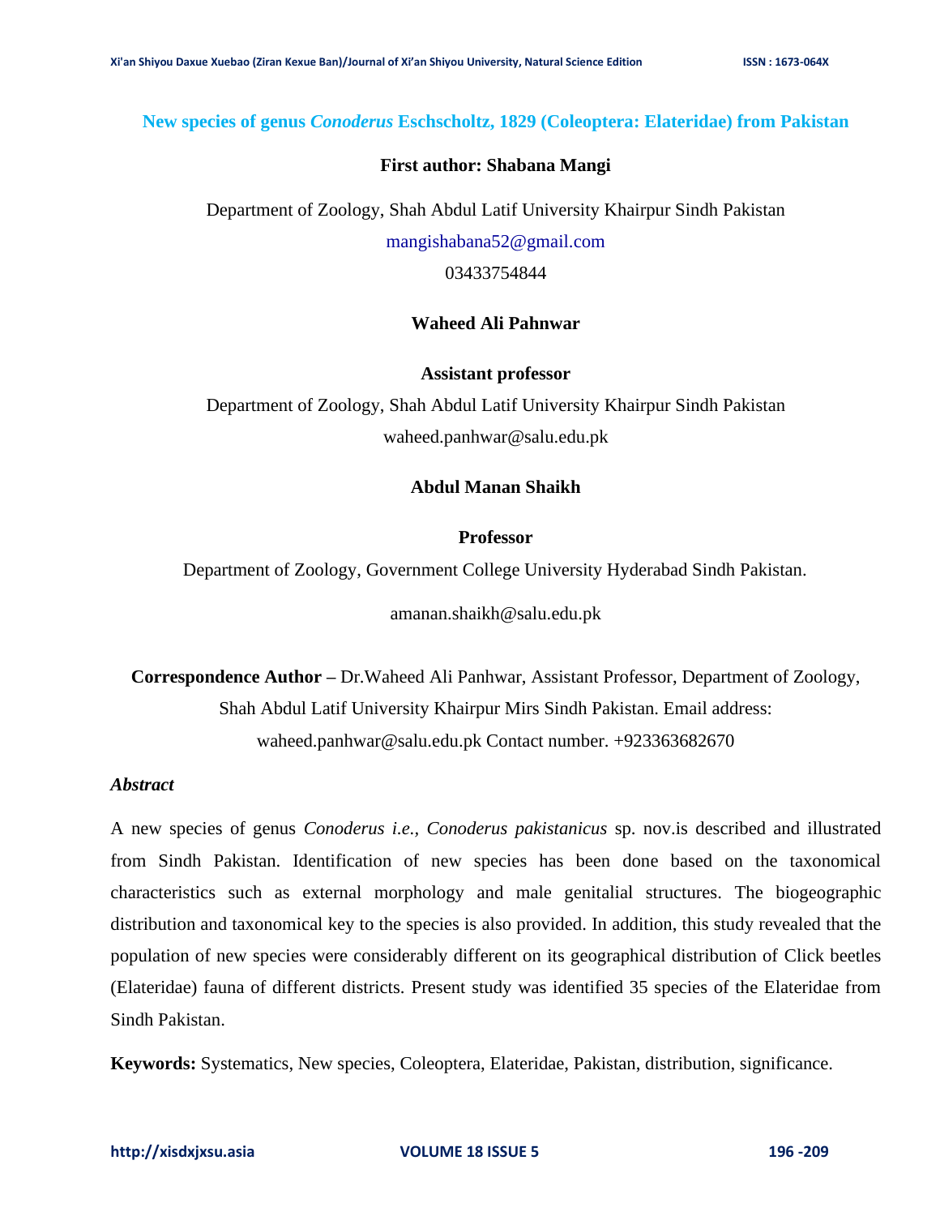# New species of genus *Conoderus* Eschscholtz, 1829 (Coleoptera: Elateridae) from Pakistan

**First author: Shabana Mangi**

Department of Zoology, Shah Abdul Latif University Khairpur Sindh Pakistan

mangishabana52@gmail.com

03433754844

**Waheed Ali Pahnwar**

**Assistant professor**

Department of Zoology, Shah Abdul Latif University Khairpur Sindh Pakistan

waheed.panhwar@salu.edu.pk

**Abdul Manan Shaikh**

**Professor**

Department of Zoology, Government College University Hyderabad Sindh Pakistan.

amanan.shaikh@salu.edu.pk

**Correspondence Author –** Dr.Waheed Ali Panhwar, Assistant Professor, Department of Zoology, Shah Abdul Latif University Khairpur Mirs Sindh Pakistan. Email address: waheed.panhwar@salu.edu.pk Contact number. +923363682670

## *Abstract*

A new species of genus *Conoderus i.e., Conoderus pakistanicus* sp. nov.is described and illustrated from Sindh Pakistan. Identification of new species has been done based on the taxonomical characteristics such as external morphology and male genitalial structures. The biogeographic distribution and taxonomical key to the species is also provided. In addition, this study revealed that the population of new species were considerably different on its geographical distribution of Click beetles (Elateridae) fauna of different districts. Present study was identified 35 species of the Elateridae from Sindh Pakistan.

**Keywords:** Systematics, New species, Coleoptera, Elateridae, Pakistan, distribution, significance.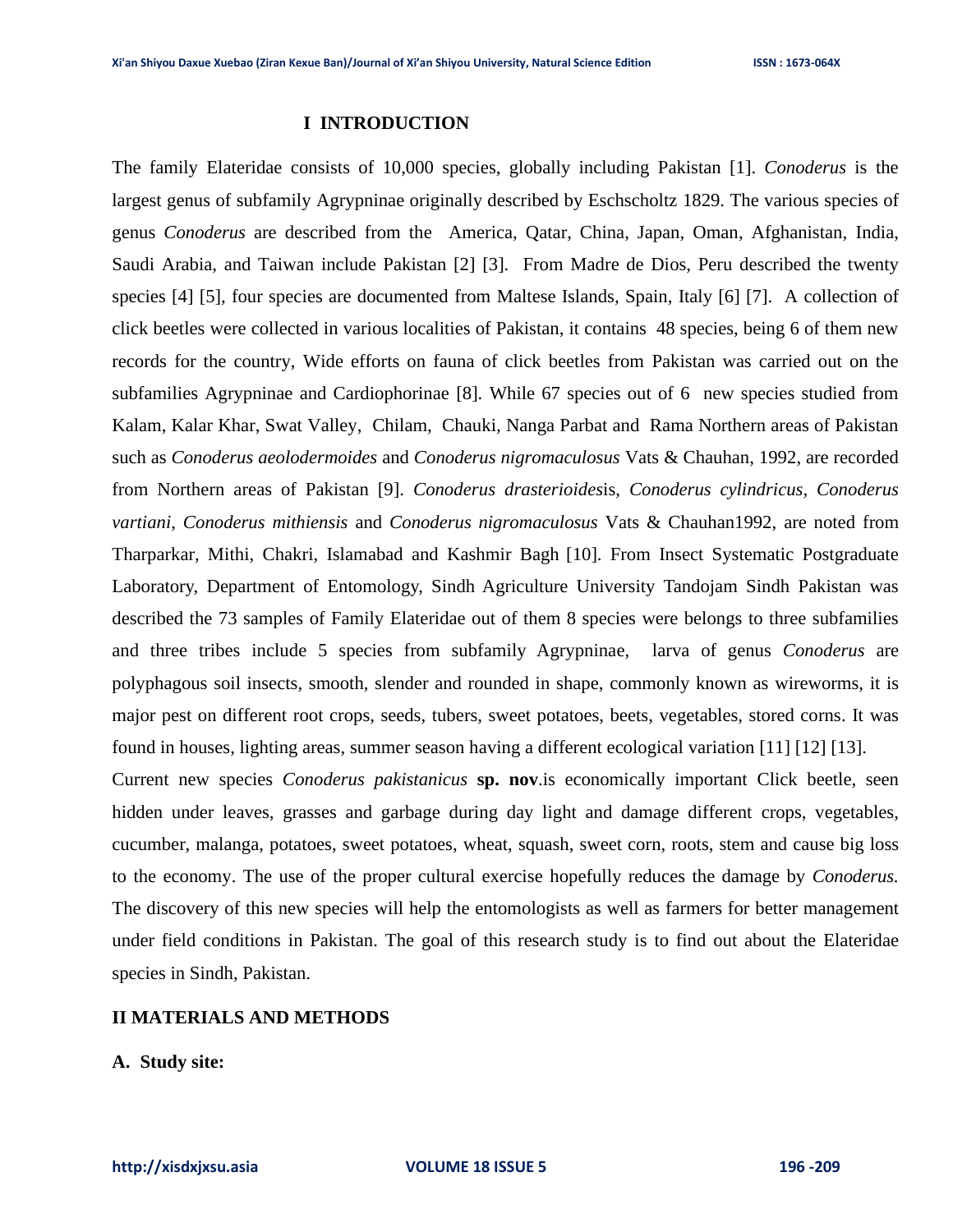## I INTRODUCTION

The family Elateridae consists of 10,000 species, globally including Pakistan [1]. *Conoderus* is the largest genus of subfamily Agrypninae originally described by Eschscholtz 1829. The various species of genus *Conoderus* are described from the America, Qatar, China, Japan, Oman, Afghanistan, India, Saudi Arabia, and Taiwan include Pakistan [2] [3]. From Madre de Dios, Peru described the twenty species [4] [5], four species are documented from Maltese Islands, Spain, Italy [6] [7]. A collection of click beetles were collected in various localities of Pakistan, it contains 48 species, being 6 of them new records for the country, Wide efforts on fauna of click beetles from Pakistan was carried out on the subfamilies Agrypninae and Cardiophorinae [8]. While 67 species out of 6 new species studied from Kalam, Kalar Khar, Swat Valley, Chilam, Chauki, Nanga Parbat and Rama Northern areas of Pakistan such as *Conoderus aeolodermoides* and *Conoderus nigromaculosus* Vats & Chauhan, 1992, are recorded from Northern areas of Pakistan [9]. *Conoderus drasterioides*is, *Conoderus cylindricus*, *Conoderus vartiani*, *Conoderus mithiensis* and *Conoderus nigromaculosus* Vats & Chauhan1992, are noted from Tharparkar, Mithi, Chakri, Islamabad and Kashmir Bagh [10]. From Insect Systematic Postgraduate Laboratory, Department of Entomology, Sindh Agriculture University Tandojam Sindh Pakistan was described the 73 samples of Family Elateridae out of them 8 species were belongs to three subfamilies and three tribes include 5 species from subfamily Agrypninae, larva of genus *Conoderus* are polyphagous soil insects, smooth, slender and rounded in shape, commonly known as wireworms, it is major pest on different root crops, seeds, tubers, sweet potatoes, beets, vegetables, stored corns. It was found in houses, lighting areas, summer season having a different ecological variation [11] [12] [13].

Current new species *Conoderus pakistanicus* **sp. nov**.is economically important Click beetle, seen hidden under leaves, grasses and garbage during day light and damage different crops, vegetables, cucumber, malanga, potatoes, sweet potatoes, wheat, squash, sweet corn, roots, stem and cause big loss to the economy. The use of the proper cultural exercise hopefully reduces the damage by *Conoderus.* The discovery of this new species will help the entomologists as well as farmers for better management under field conditions in Pakistan. The goal of this research study is to find out about the Elateridae species in Sindh, Pakistan.

## II MATERIALS AND METHODS

### A. Study site: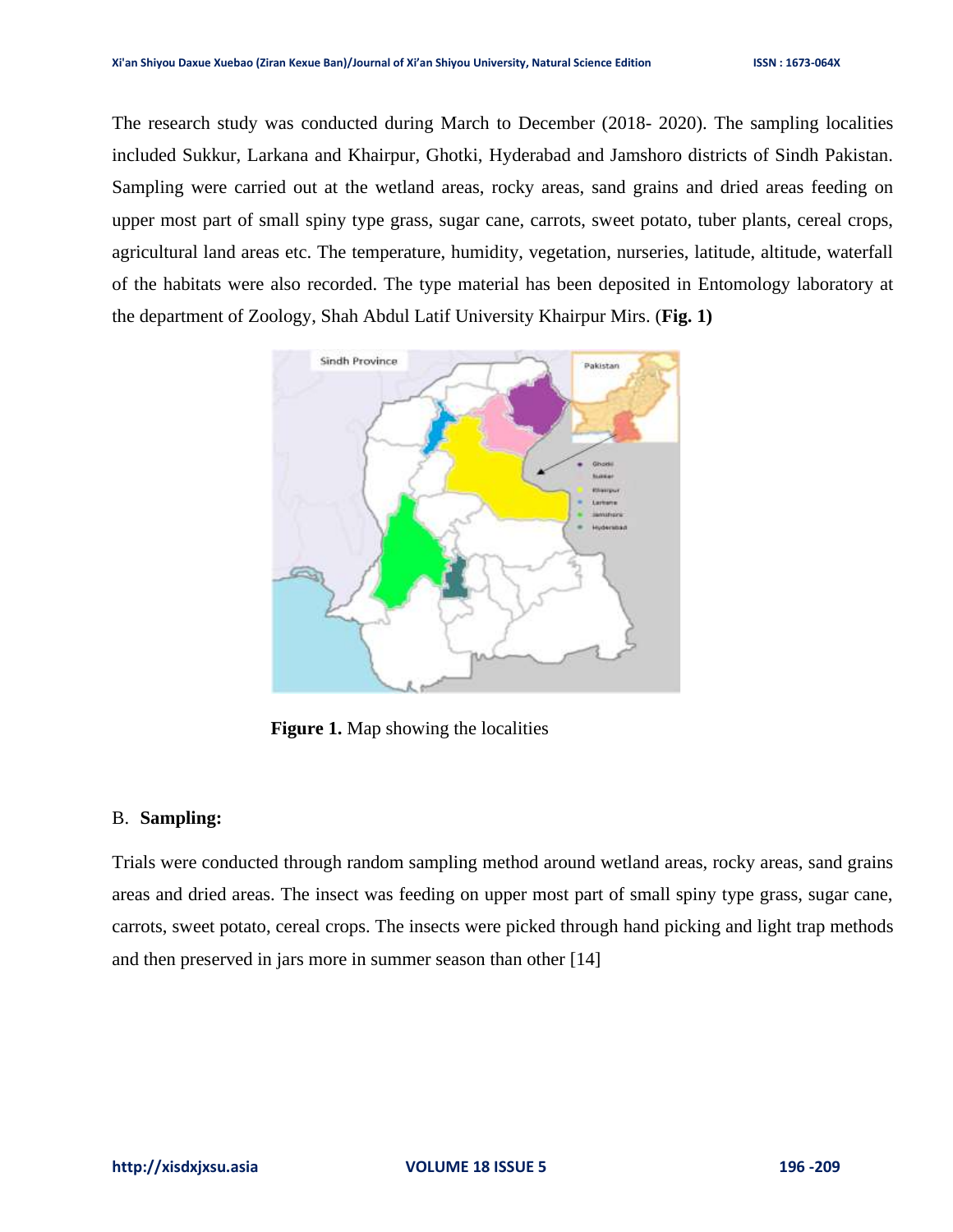The research study was conducted during March to December (2018- 2020). The sampling localities included Sukkur, Larkana and Khairpur, Ghotki, Hyderabad and Jamshoro districts of Sindh Pakistan. Sampling were carried out at the wetland areas, rocky areas, sand grains and dried areas feeding on upper most part of small spiny type grass, sugar cane, carrots, sweet potato, tuber plants, cereal crops, agricultural land areas etc. The temperature, humidity, vegetation, nurseries, latitude, altitude, waterfall of the habitats were also recorded. The type material has been deposited in Entomology laboratory at the department of Zoology, Shah Abdul Latif University Khairpur Mirs. (**Fig. 1)**

**Figure 1.** Map showing the localities

B. **Sampling:**

Trials were conducted through random sampling method around wetland areas, rocky areas, sand grains areas and dried areas. The insect was feeding on upper most part of small spiny type grass, sugar cane, carrots, sweet potato, cereal crops. The insects were picked through hand picking and light trap methods and then preserved in jars more in summer season than other [14]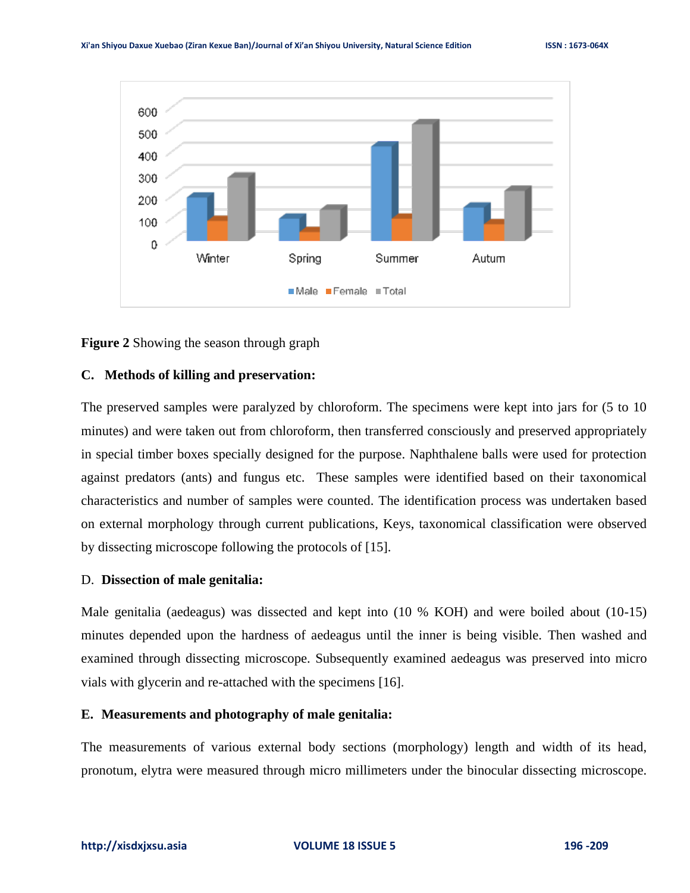**Figure 2** Showing the season through graph

### C. Methods of killing and preservation:

The preserved samples were paralyzed by chloroform. The specimens were kept into jars for (5 to 10 minutes) and were taken out from chloroform, then transferred consciously and preserved appropriately in special timber boxes specially designed for the purpose. Naphthalene balls were used for protection against predators (ants) and fungus etc. These samples were identified based on their taxonomical characteristics and number of samples were counted. The identification process was undertaken based on external morphology through current publications, Keys, taxonomical classification were observed by dissecting microscope following the protocols of [15].

### D. Dissection of male genitalia:

Male genitalia (aedeagus) was dissected and kept into (10 % KOH) and were boiled about (10-15) minutes depended upon the hardness of aedeagus until the inner is being visible. Then washed and examined through dissecting microscope. Subsequently examined aedeagus was preserved into micro vials with glycerin and re-attached with the specimens [16].

### E. Measurements and photography of male genitalia:

The measurements of various external body sections (morphology) length and width of its head, pronotum, elytra were measured through micro millimeters under the binocular dissecting microscope.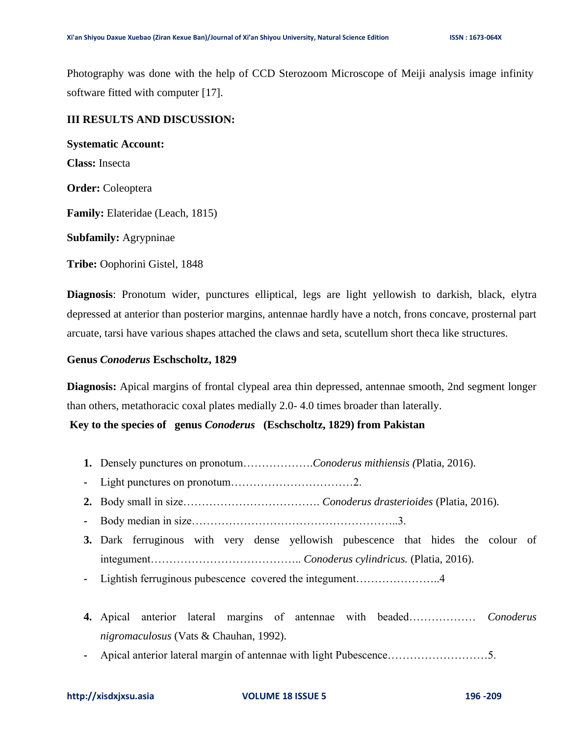Photography was done with the help of CCD Sterozoom Microscope of Meiji analysis image infinity software fitted with computer [17].

## III RESULTS AND DISCUSSION:

**Systematic Account:**

**Class:** Insecta

**Order:** Coleoptera

**Family:** Elateridae (Leach, 1815)

**Subfamily:** Agrypninae

**Tribe:** Oophorini Gistel, 1848

**Diagnosis**: Pronotum wider, punctures elliptical, legs are light yellowish to darkish, black, elytra depressed at anterior than posterior margins, antennae hardly have a notch, frons concave, prosternal part arcuate, tarsi have various shapes attached the claws and seta, scutellum short theca like structures.

**Genus *Conoderus* Eschscholtz, 1829**

**Diagnosis:** Apical margins of frontal clypeal area thin depressed, antennae smooth, 2nd segment longer than others, metathoracic coxal plates medially 2.0- 4.0 times broader than laterally.

**Key to the species of genus *Conoderus* (Eschscholtz, 1829) from Pakistan**

1. Densely punctures on pronotum……………….*Conoderus mithiensis (*Platia, 2016).
- Light punctures on pronotum……………………………2.
2. Body small in size………………………………. *Conoderus drasterioides* (Platia, 2016).
- Body median in size……………………………………………..3.
3. Dark ferruginous with very dense yellowish pubescence that hides the colour of integument………………………………….. *Conoderus cylindricus.* (Platia, 2016).
- Lightish ferruginous pubescence covered the integument…………………..4
4. Apical anterior lateral margins of antennae with beaded……………… *Conoderus nigromaculosus* (Vats & Chauhan, 1992).
- Apical anterior lateral margin of antennae with light Pubescence………………………5.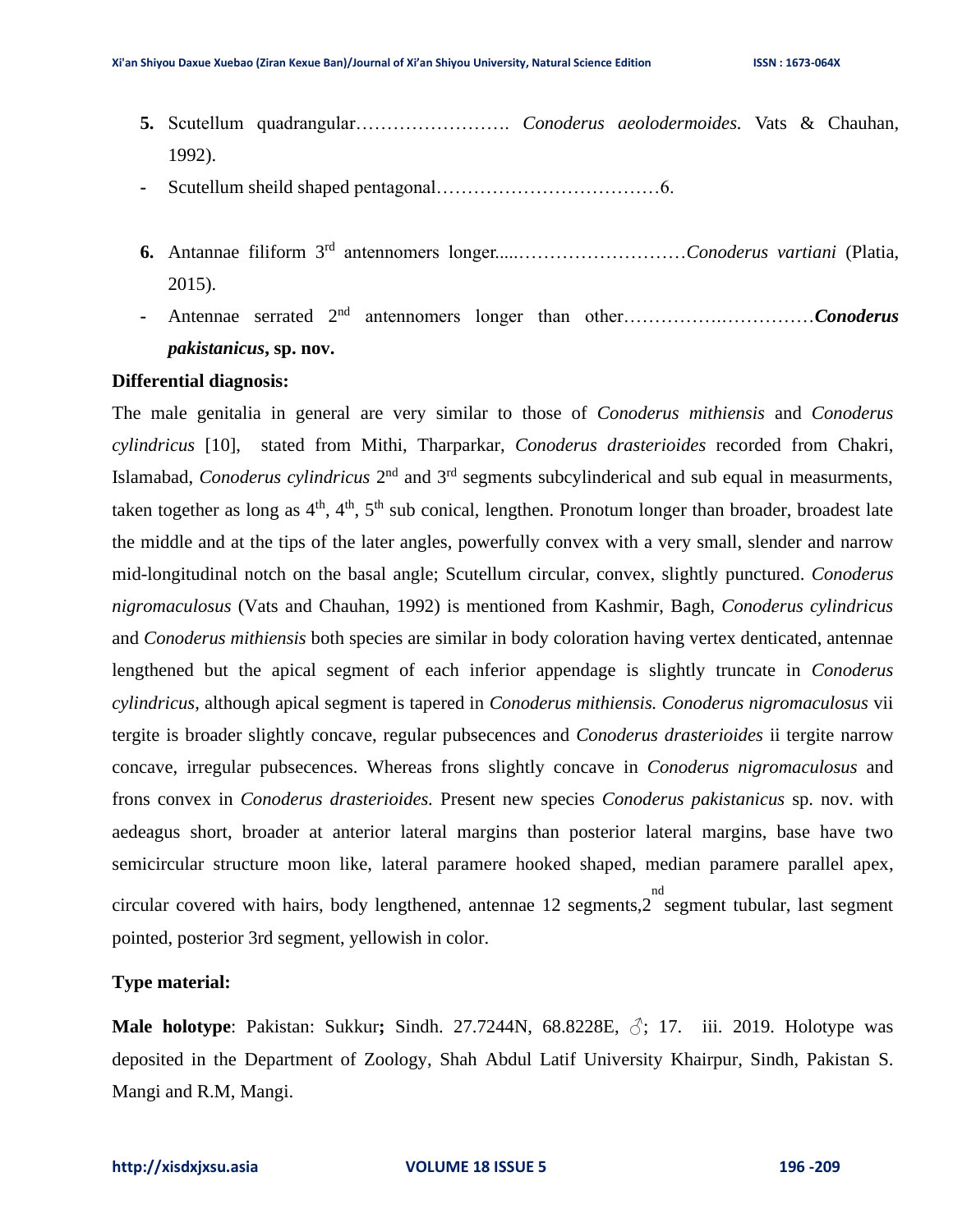5. Scutellum quadrangular……………………. *Conoderus aeolodermoides.* Vats & Chauhan, 1992).
- Scutellum sheild shaped pentagonal………………………………6.

6. Antannae filiform 3rd antennomers longer.....………………………*Conoderus vartiani* (Platia, 2015).
- Antennae serrated 2nd antennomers longer than other……………..……………***Conoderus pakistanicus*, sp. nov.**

**Differential diagnosis:**

The male genitalia in general are very similar to those of *Conoderus mithiensis* and *Conoderus cylindricus* [10], stated from Mithi, Tharparkar, *Conoderus drasterioides* recorded from Chakri, Islamabad, *Conoderus cylindricus* 2nd and 3rd segments subcylinderical and sub equal in measurments, taken together as long as 4th, 4th, 5th sub conical, lengthen. Pronotum longer than broader, broadest late the middle and at the tips of the later angles, powerfully convex with a very small, slender and narrow mid-longitudinal notch on the basal angle; Scutellum circular, convex, slightly punctured. *Conoderus nigromaculosus* (Vats and Chauhan, 1992) is mentioned from Kashmir, Bagh, *Conoderus cylindricus* and *Conoderus mithiensis* both species are similar in body coloration having vertex denticated, antennae lengthened but the apical segment of each inferior appendage is slightly truncate in *Conoderus cylindricus*, although apical segment is tapered in *Conoderus mithiensis. Conoderus nigromaculosus* vii tergite is broader slightly concave, regular pubsecences and *Conoderus drasterioides* ii tergite narrow concave, irregular pubsecences. Whereas frons slightly concave in *Conoderus nigromaculosus* and frons convex in *Conoderus drasterioides.* Present new species *Conoderus pakistanicus* sp. nov. with aedeagus short, broader at anterior lateral margins than posterior lateral margins, base have two semicircular structure moon like, lateral paramere hooked shaped, median paramere parallel apex, circular covered with hairs, body lengthened, antennae 12 segments,2nd segment tubular, last segment pointed, posterior 3rd segment, yellowish in color.

**Type material:**

**Male holotype**: Pakistan: Sukkur**;** Sindh. 27.7244N, 68.8228E, ♂; 17. iii. 2019. Holotype was deposited in the Department of Zoology, Shah Abdul Latif University Khairpur, Sindh, Pakistan S. Mangi and R.M, Mangi.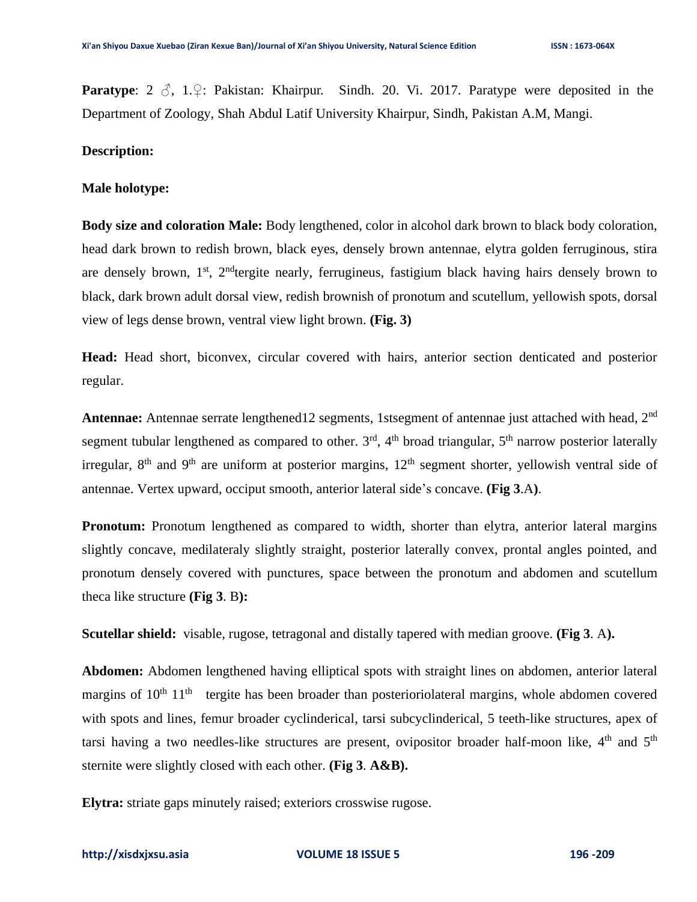**Paratype**: 2 ♂, 1.♀: Pakistan: Khairpur. Sindh. 20. Vi. 2017. Paratype were deposited in the Department of Zoology, Shah Abdul Latif University Khairpur, Sindh, Pakistan A.M, Mangi.

**Description:**

**Male holotype:**

**Body size and coloration Male:** Body lengthened, color in alcohol dark brown to black body coloration, head dark brown to redish brown, black eyes, densely brown antennae, elytra golden ferruginous, stira are densely brown, 1st, 2ndtergite nearly, ferrugineus, fastigium black having hairs densely brown to black, dark brown adult dorsal view, redish brownish of pronotum and scutellum, yellowish spots, dorsal view of legs dense brown, ventral view light brown. **(Fig. 3)**

**Head:** Head short, biconvex, circular covered with hairs, anterior section denticated and posterior regular.

**Antennae:** Antennae serrate lengthened12 segments, 1stsegment of antennae just attached with head, 2nd segment tubular lengthened as compared to other. 3rd, 4th broad triangular, 5th narrow posterior laterally irregular, 8th and 9th are uniform at posterior margins, 12th segment shorter, yellowish ventral side of antennae. Vertex upward, occiput smooth, anterior lateral side's concave. **(Fig 3**.A**)**.

**Pronotum:** Pronotum lengthened as compared to width, shorter than elytra, anterior lateral margins slightly concave, medilateraly slightly straight, posterior laterally convex, prontal angles pointed, and pronotum densely covered with punctures, space between the pronotum and abdomen and scutellum theca like structure **(Fig 3**. B**):**

**Scutellar shield:** visable, rugose, tetragonal and distally tapered with median groove. **(Fig 3**. A**).**

**Abdomen:** Abdomen lengthened having elliptical spots with straight lines on abdomen, anterior lateral margins of 10th 11th tergite has been broader than posterioriolateral margins, whole abdomen covered with spots and lines, femur broader cyclinderical, tarsi subcyclinderical, 5 teeth-like structures, apex of tarsi having a two needles-like structures are present, ovipositor broader half-moon like, 4th and 5th sternite were slightly closed with each other. **(Fig 3**. **A&B).**

**Elytra:** striate gaps minutely raised; exteriors crosswise rugose.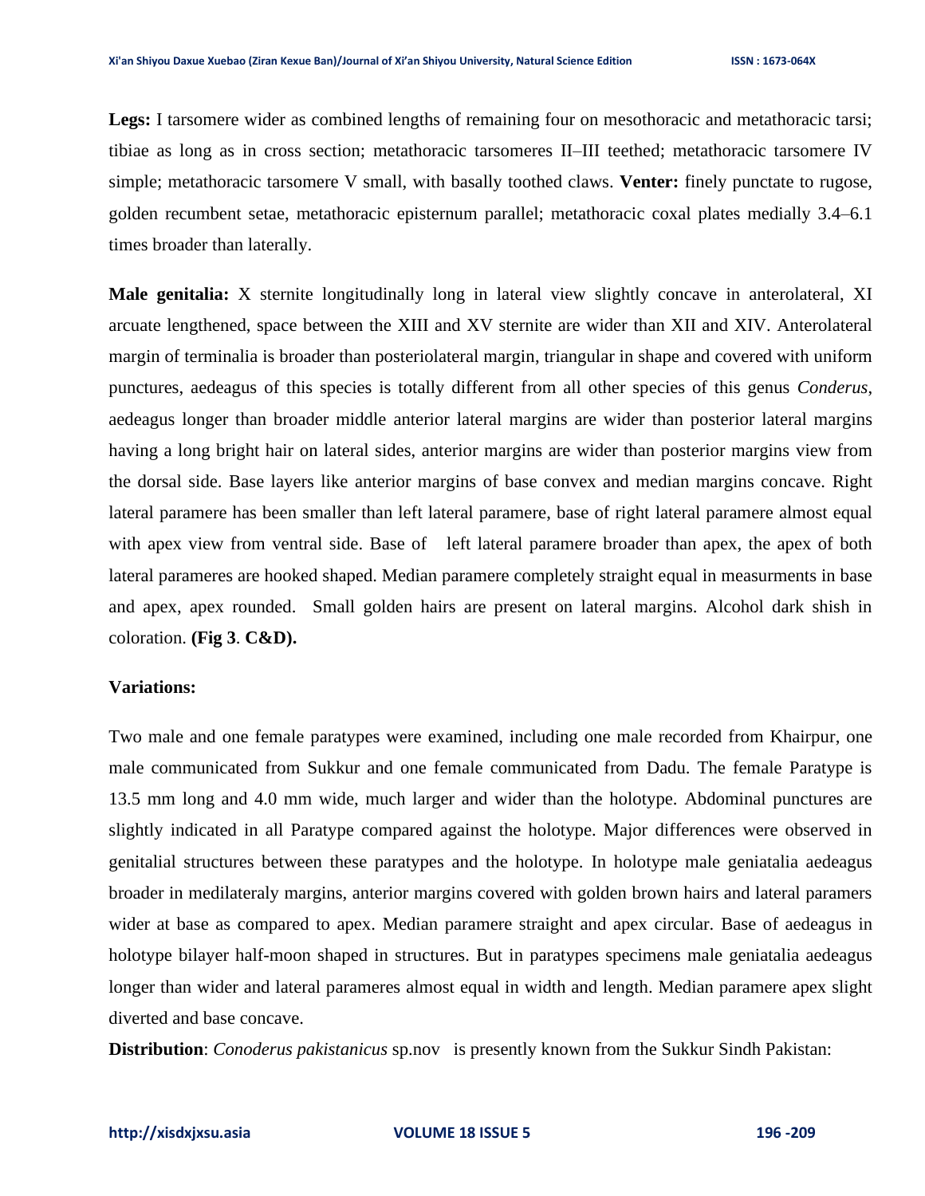**Legs:** I tarsomere wider as combined lengths of remaining four on mesothoracic and metathoracic tarsi; tibiae as long as in cross section; metathoracic tarsomeres II–III teethed; metathoracic tarsomere IV simple; metathoracic tarsomere V small, with basally toothed claws. **Venter:** finely punctate to rugose, golden recumbent setae, metathoracic episternum parallel; metathoracic coxal plates medially 3.4–6.1 times broader than laterally.

**Male genitalia:** X sternite longitudinally long in lateral view slightly concave in anterolateral, XI arcuate lengthened, space between the XIII and XV sternite are wider than XII and XIV. Anterolateral margin of terminalia is broader than posteriolateral margin, triangular in shape and covered with uniform punctures, aedeagus of this species is totally different from all other species of this genus *Conderus*, aedeagus longer than broader middle anterior lateral margins are wider than posterior lateral margins having a long bright hair on lateral sides, anterior margins are wider than posterior margins view from the dorsal side. Base layers like anterior margins of base convex and median margins concave. Right lateral paramere has been smaller than left lateral paramere, base of right lateral paramere almost equal with apex view from ventral side. Base of left lateral paramere broader than apex, the apex of both lateral parameres are hooked shaped. Median paramere completely straight equal in measurments in base and apex, apex rounded. Small golden hairs are present on lateral margins. Alcohol dark shish in coloration. **(Fig 3**. **C&D).**

**Variations:**

Two male and one female paratypes were examined, including one male recorded from Khairpur, one male communicated from Sukkur and one female communicated from Dadu. The female Paratype is 13.5 mm long and 4.0 mm wide, much larger and wider than the holotype. Abdominal punctures are slightly indicated in all Paratype compared against the holotype. Major differences were observed in genitalial structures between these paratypes and the holotype. In holotype male geniatalia aedeagus broader in medilateraly margins, anterior margins covered with golden brown hairs and lateral paramers wider at base as compared to apex. Median paramere straight and apex circular. Base of aedeagus in holotype bilayer half-moon shaped in structures. But in paratypes specimens male geniatalia aedeagus longer than wider and lateral parameres almost equal in width and length. Median paramere apex slight diverted and base concave.

**Distribution**: *Conoderus pakistanicus* sp.nov is presently known from the Sukkur Sindh Pakistan: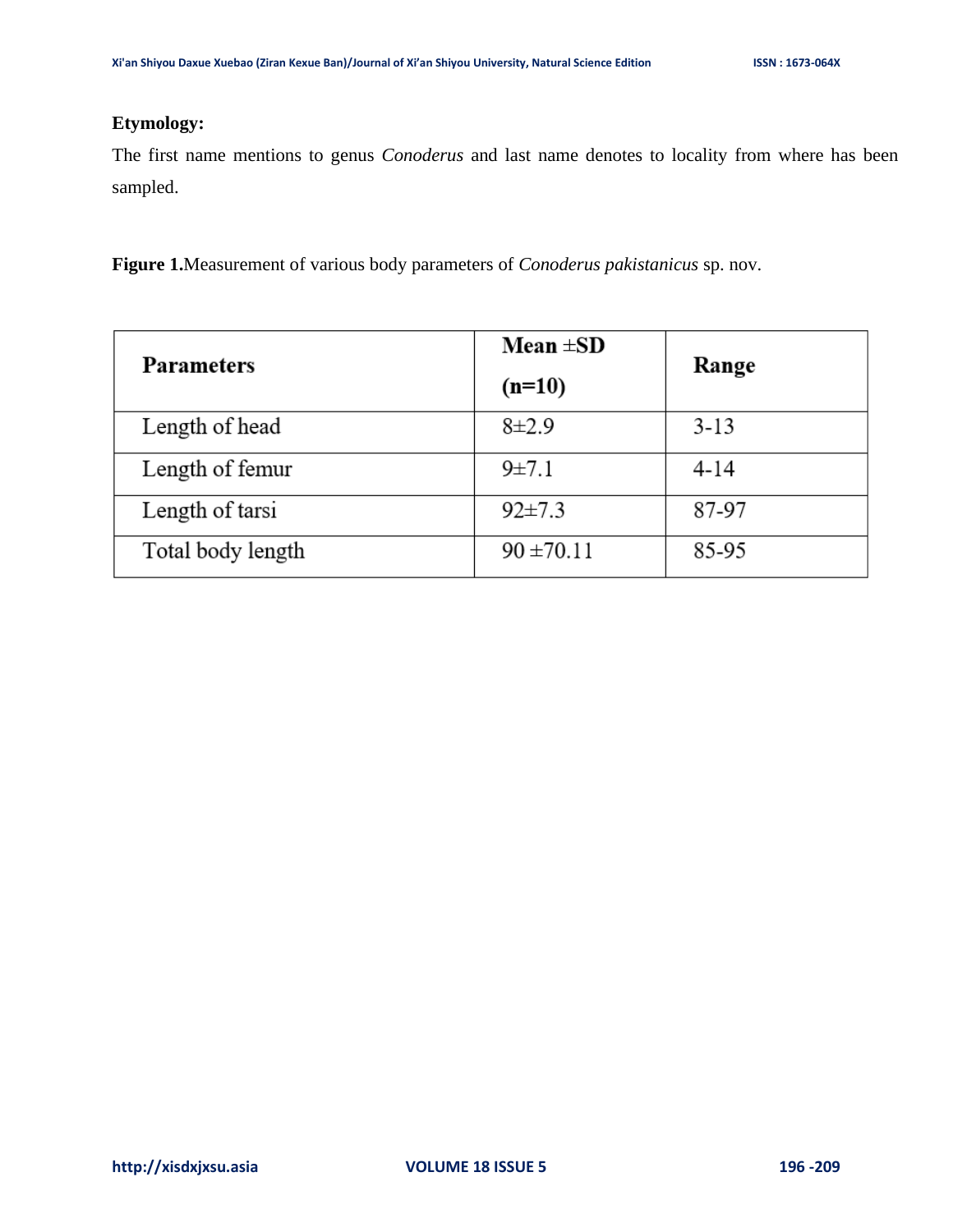**Etymology:**

The first name mentions to genus *Conoderus* and last name denotes to locality from where has been sampled.

**Figure 1.**Measurement of various body parameters of *Conoderus pakistanicus* sp. nov.

| **Parameters** | **Mean ±SD (n=10)** | **Range** |
|---|---|---|
| Length of head | 8±2.9 | 3-13 |
| Length of femur | 9±7.1 | 4-14 |
| Length of tarsi | 92±7.3 | 87-97 |
| Total body length | 90 ±70.11 | 85-95 |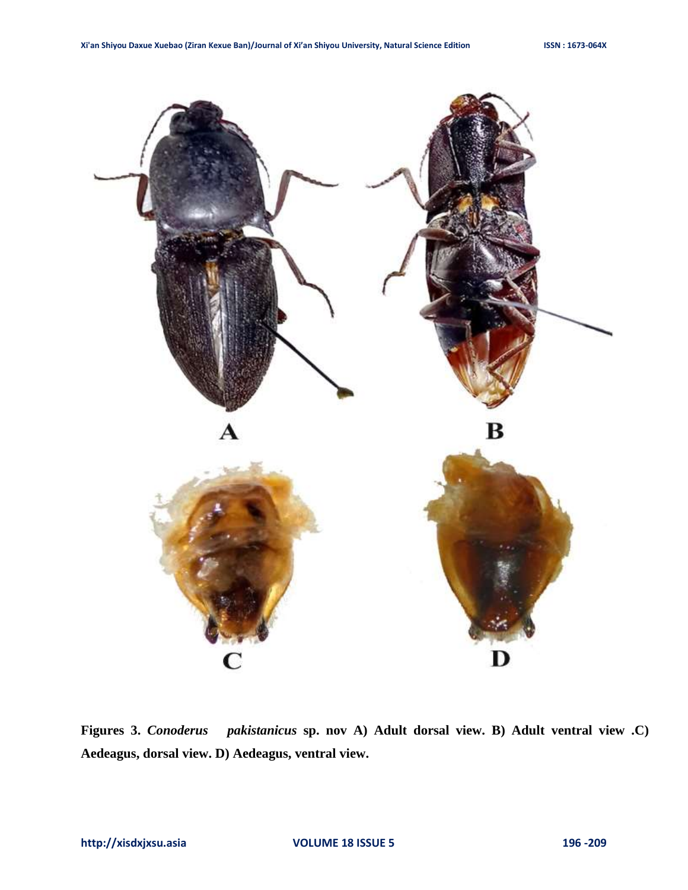**Figures 3.** ***Conoderus pakistanicus*** **sp. nov A) Adult dorsal view. B) Adult ventral view .C) Aedeagus, dorsal view. D) Aedeagus, ventral view.**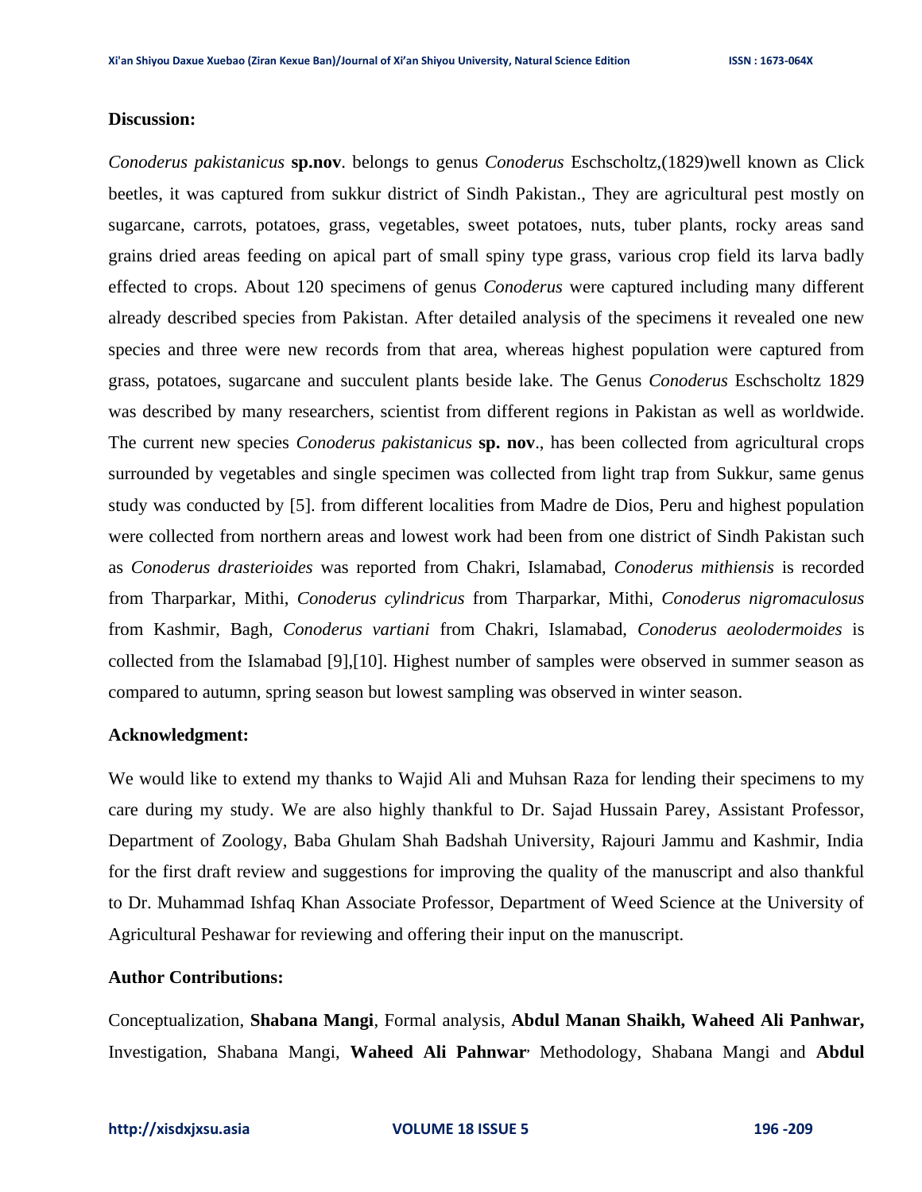**Discussion:**

*Conoderus pakistanicus* **sp.nov**. belongs to genus *Conoderus* Eschscholtz,(1829)well known as Click beetles, it was captured from sukkur district of Sindh Pakistan., They are agricultural pest mostly on sugarcane, carrots, potatoes, grass, vegetables, sweet potatoes, nuts, tuber plants, rocky areas sand grains dried areas feeding on apical part of small spiny type grass, various crop field its larva badly effected to crops. About 120 specimens of genus *Conoderus* were captured including many different already described species from Pakistan. After detailed analysis of the specimens it revealed one new species and three were new records from that area, whereas highest population were captured from grass, potatoes, sugarcane and succulent plants beside lake. The Genus *Conoderus* Eschscholtz 1829 was described by many researchers, scientist from different regions in Pakistan as well as worldwide. The current new species *Conoderus pakistanicus* **sp. nov**., has been collected from agricultural crops surrounded by vegetables and single specimen was collected from light trap from Sukkur, same genus study was conducted by [5]. from different localities from Madre de Dios, Peru and highest population were collected from northern areas and lowest work had been from one district of Sindh Pakistan such as *Conoderus drasterioides* was reported from Chakri, Islamabad, *Conoderus mithiensis* is recorded from Tharparkar, Mithi, *Conoderus cylindricus* from Tharparkar, Mithi, *Conoderus nigromaculosus* from Kashmir, Bagh, *Conoderus vartiani* from Chakri, Islamabad, *Conoderus aeolodermoides* is collected from the Islamabad [9],[10]. Highest number of samples were observed in summer season as compared to autumn, spring season but lowest sampling was observed in winter season.

**Acknowledgment:**

We would like to extend my thanks to Wajid Ali and Muhsan Raza for lending their specimens to my care during my study. We are also highly thankful to Dr. Sajad Hussain Parey, Assistant Professor, Department of Zoology, Baba Ghulam Shah Badshah University, Rajouri Jammu and Kashmir, India for the first draft review and suggestions for improving the quality of the manuscript and also thankful to Dr. Muhammad Ishfaq Khan Associate Professor, Department of Weed Science at the University of Agricultural Peshawar for reviewing and offering their input on the manuscript.

**Author Contributions:**

Conceptualization, **Shabana Mangi**, Formal analysis, **Abdul Manan Shaikh, Waheed Ali Panhwar,** Investigation, Shabana Mangi, **Waheed Ali Pahnwar**, Methodology, Shabana Mangi and **Abdul**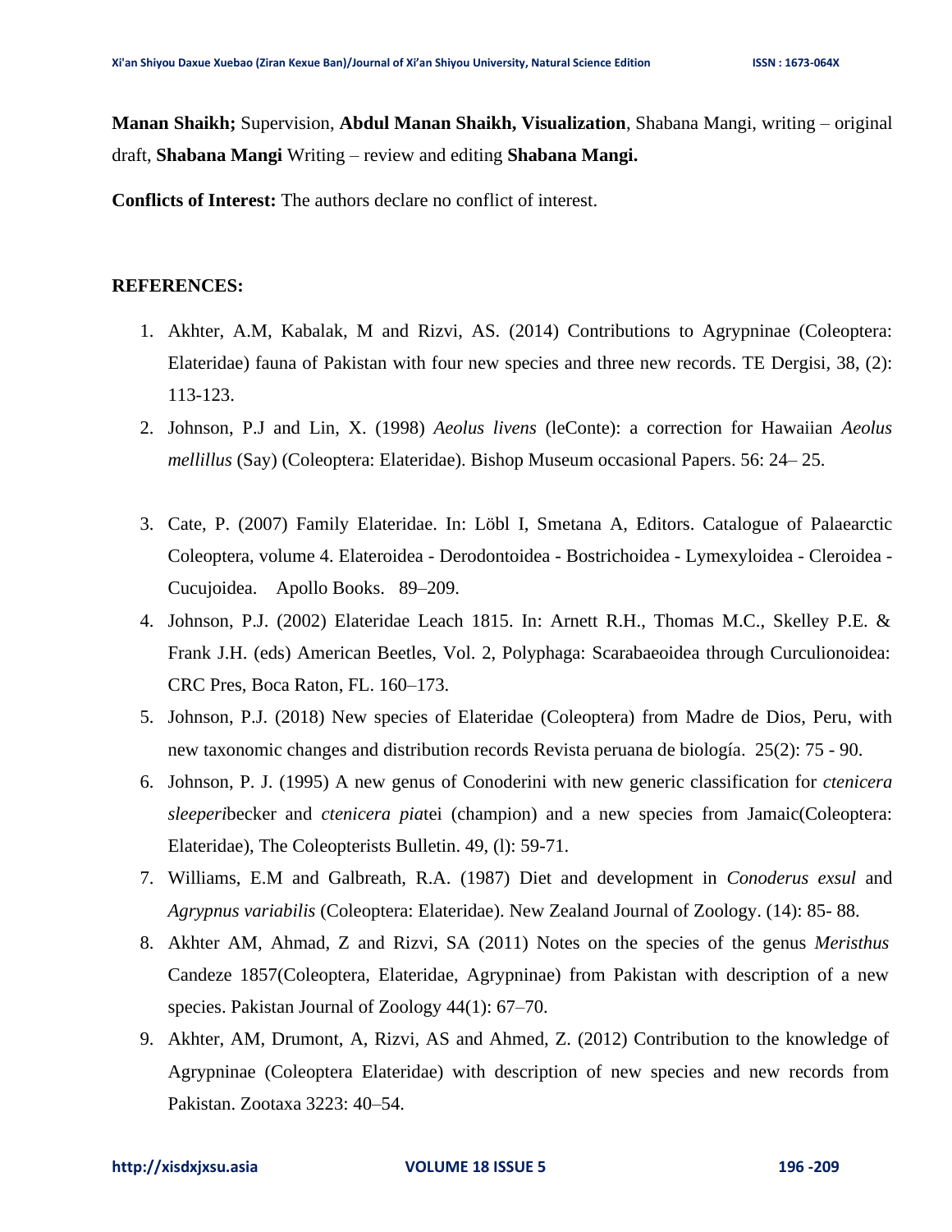**Manan Shaikh;** Supervision, **Abdul Manan Shaikh, Visualization**, Shabana Mangi, writing – original draft, **Shabana Mangi** Writing – review and editing **Shabana Mangi.**

**Conflicts of Interest:** The authors declare no conflict of interest.

**REFERENCES:**

1. Akhter, A.M, Kabalak, M and Rizvi, AS. (2014) Contributions to Agrypninae (Coleoptera: Elateridae) fauna of Pakistan with four new species and three new records. TE Dergisi, 38, (2): 113-123.
2. Johnson, P.J and Lin, X. (1998) *Aeolus livens* (leConte): a correction for Hawaiian *Aeolus mellillus* (Say) (Coleoptera: Elateridae). Bishop Museum occasional Papers. 56: 24– 25.
3. Cate, P. (2007) Family Elateridae. In: Löbl I, Smetana A, Editors. Catalogue of Palaearctic Coleoptera, volume 4. Elateroidea - Derodontoidea - Bostrichoidea - Lymexyloidea - Cleroidea - Cucujoidea. Apollo Books. 89–209.
4. Johnson, P.J. (2002) Elateridae Leach 1815. In: Arnett R.H., Thomas M.C., Skelley P.E. & Frank J.H. (eds) American Beetles, Vol. 2, Polyphaga: Scarabaeoidea through Curculionoidea: CRC Pres, Boca Raton, FL. 160–173.
5. Johnson, P.J. (2018) New species of Elateridae (Coleoptera) from Madre de Dios, Peru, with new taxonomic changes and distribution records Revista peruana de biología. 25(2): 75 - 90.
6. Johnson, P. J. (1995) A new genus of Conoderini with new generic classification for *ctenicera sleeperi*becker and *ctenicera pia*tei (champion) and a new species from Jamaic(Coleoptera: Elateridae), The Coleopterists Bulletin. 49, (l): 59-71.
7. Williams, E.M and Galbreath, R.A. (1987) Diet and development in *Conoderus exsul* and *Agrypnus variabilis* (Coleoptera: Elateridae). New Zealand Journal of Zoology. (14): 85- 88.
8. Akhter AM, Ahmad, Z and Rizvi, SA (2011) Notes on the species of the genus *Meristhus* Candeze 1857(Coleoptera, Elateridae, Agrypninae) from Pakistan with description of a new species. Pakistan Journal of Zoology 44(1): 67–70.
9. Akhter, AM, Drumont, A, Rizvi, AS and Ahmed, Z. (2012) Contribution to the knowledge of Agrypninae (Coleoptera Elateridae) with description of new species and new records from Pakistan. Zootaxa 3223: 40–54.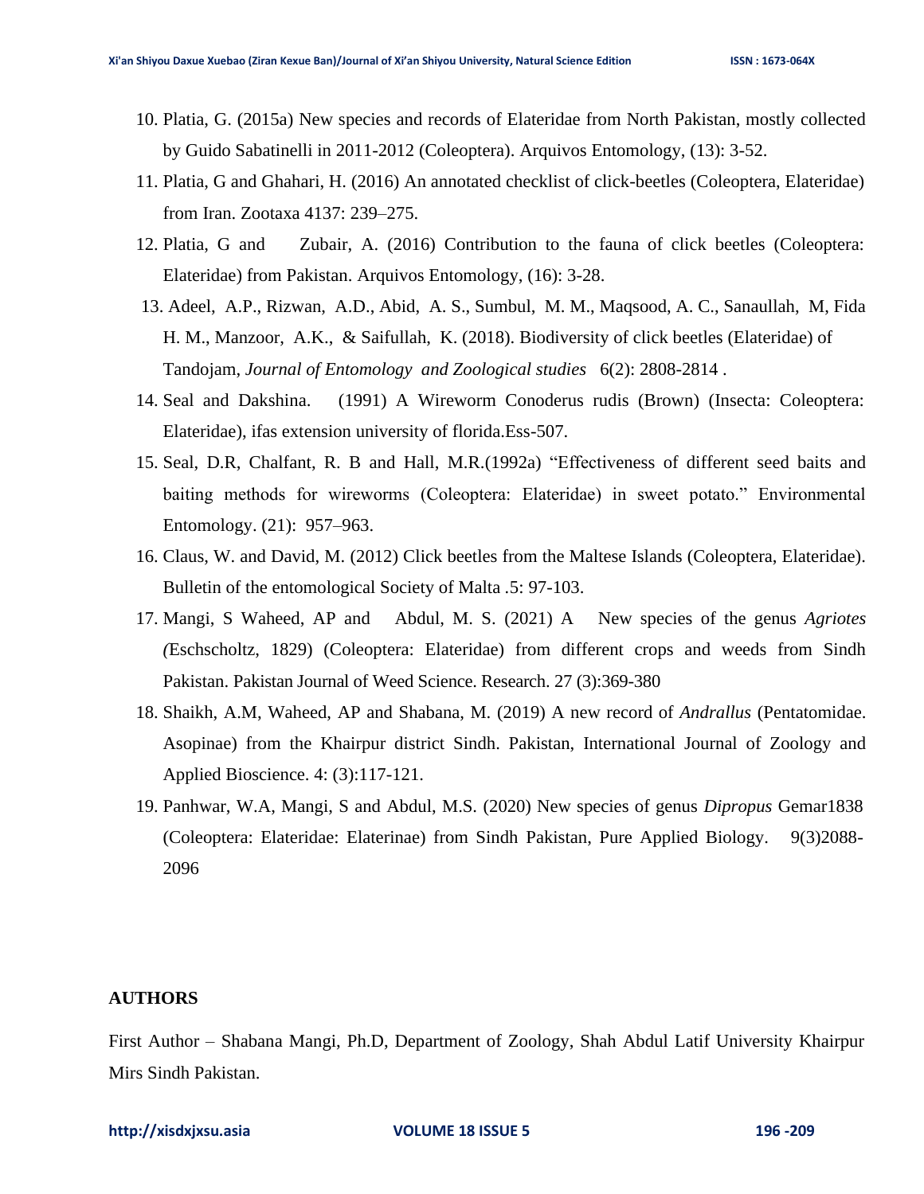10. Platia, G. (2015a) New species and records of Elateridae from North Pakistan, mostly collected by Guido Sabatinelli in 2011-2012 (Coleoptera). Arquivos Entomology, (13): 3-52.
11. Platia, G and Ghahari, H. (2016) An annotated checklist of click-beetles (Coleoptera, Elateridae) from Iran. Zootaxa 4137: 239–275.
12. Platia, G and Zubair, A. (2016) Contribution to the fauna of click beetles (Coleoptera: Elateridae) from Pakistan. Arquivos Entomology, (16): 3-28.
13. Adeel, A.P., Rizwan, A.D., Abid, A. S., Sumbul, M. M., Maqsood, A. C., Sanaullah, M, Fida H. M., Manzoor, A.K., & Saifullah, K. (2018). Biodiversity of click beetles (Elateridae) of Tandojam, *Journal of Entomology and Zoological studies* 6(2): 2808-2814 .
14. Seal and Dakshina. (1991) A Wireworm Conoderus rudis (Brown) (Insecta: Coleoptera: Elateridae), ifas extension university of florida.Ess-507.
15. Seal, D.R, Chalfant, R. B and Hall, M.R.(1992a) "Effectiveness of different seed baits and baiting methods for wireworms (Coleoptera: Elateridae) in sweet potato." Environmental Entomology. (21): 957–963.
16. Claus, W. and David, M. (2012) Click beetles from the Maltese Islands (Coleoptera, Elateridae). Bulletin of the entomological Society of Malta .5: 97-103.
17. Mangi, S Waheed, AP and Abdul, M. S. (2021) A New species of the genus *Agriotes (*Eschscholtz, 1829) (Coleoptera: Elateridae) from different crops and weeds from Sindh Pakistan. Pakistan Journal of Weed Science. Research. 27 (3):369-380
18. Shaikh, A.M, Waheed, AP and Shabana, M. (2019) A new record of *Andrallus* (Pentatomidae. Asopinae) from the Khairpur district Sindh. Pakistan, International Journal of Zoology and Applied Bioscience. 4: (3):117-121.
19. Panhwar, W.A, Mangi, S and Abdul, M.S. (2020) New species of genus *Dipropus* Gemar1838 (Coleoptera: Elateridae: Elaterinae) from Sindh Pakistan, Pure Applied Biology. 9(3)2088-2096

## AUTHORS

First Author – Shabana Mangi, Ph.D, Department of Zoology, Shah Abdul Latif University Khairpur Mirs Sindh Pakistan.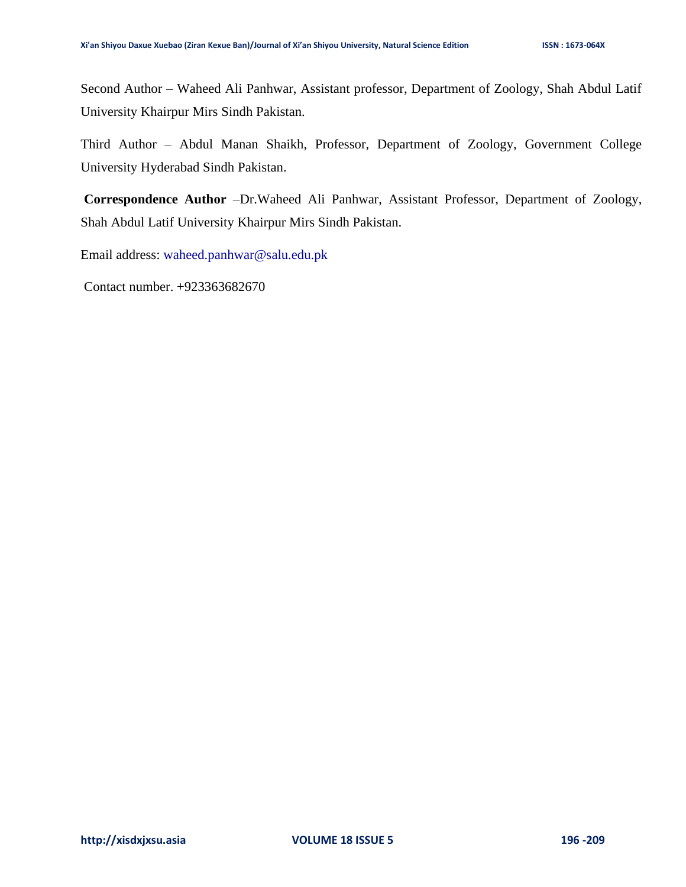Second Author – Waheed Ali Panhwar, Assistant professor, Department of Zoology, Shah Abdul Latif University Khairpur Mirs Sindh Pakistan.

Third Author – Abdul Manan Shaikh, Professor, Department of Zoology, Government College University Hyderabad Sindh Pakistan.

**Correspondence Author** –Dr.Waheed Ali Panhwar, Assistant Professor, Department of Zoology, Shah Abdul Latif University Khairpur Mirs Sindh Pakistan.

Email address: waheed.panhwar@salu.edu.pk

Contact number. +923363682670